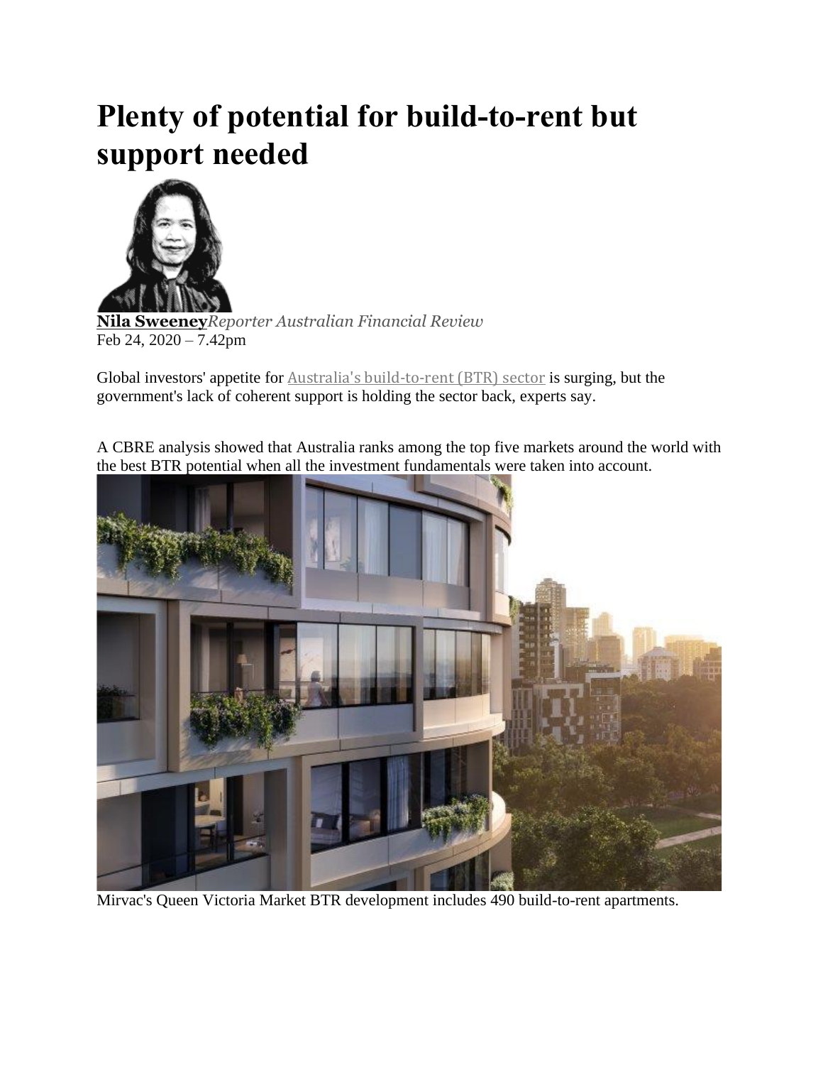# Plenty of potential for build-to-rent but support needed

**Nila Sweeney***Reporter Australian Financial Review*
Feb 24, 2020 – 7.42pm

Global investors' appetite for Australia's build-to-rent (BTR) sector is surging, but the government's lack of coherent support is holding the sector back, experts say.

A CBRE analysis showed that Australia ranks among the top five markets around the world with the best BTR potential when all the investment fundamentals were taken into account.

Mirvac's Queen Victoria Market BTR development includes 490 build-to-rent apartments.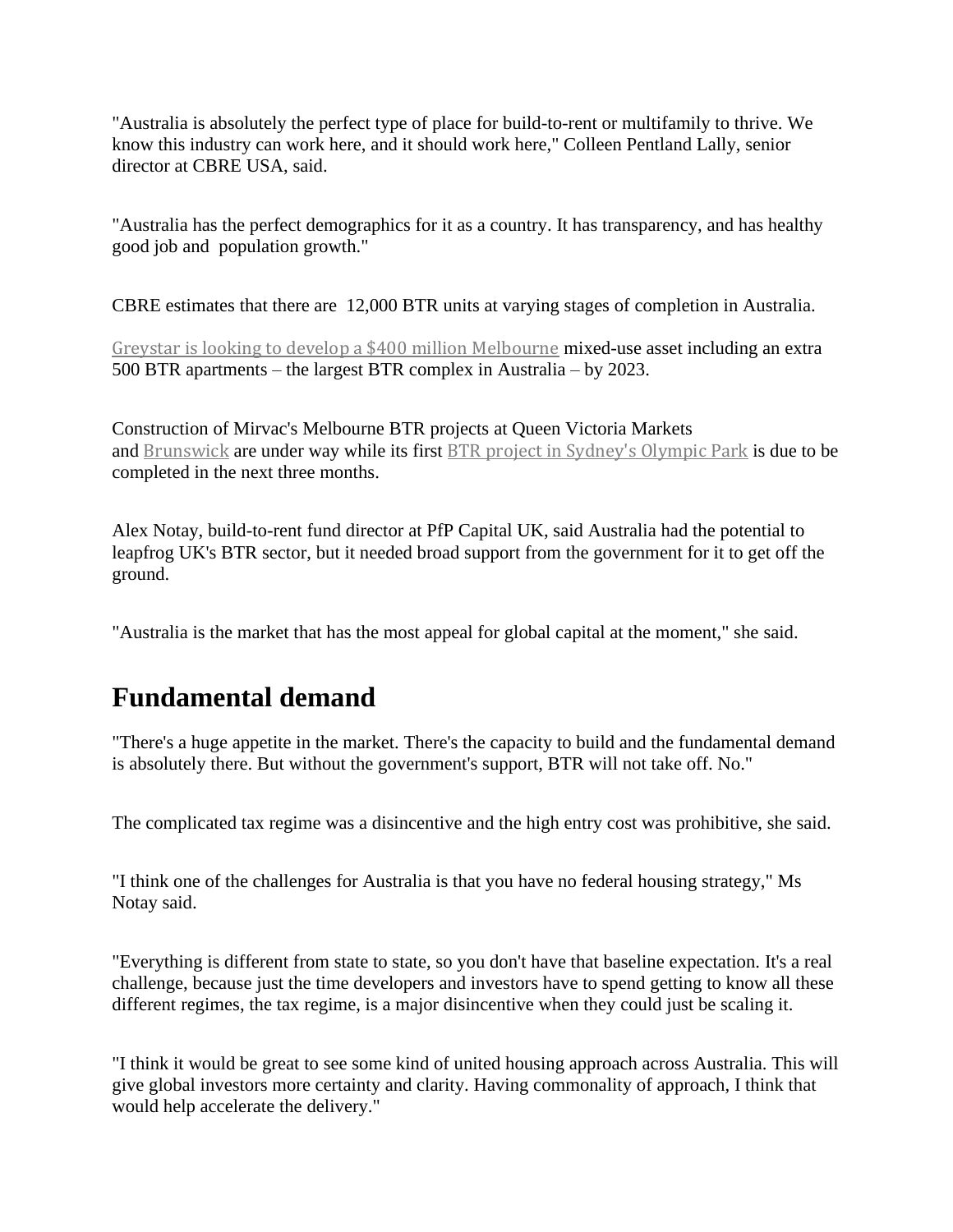"Australia is absolutely the perfect type of place for build-to-rent or multifamily to thrive. We know this industry can work here, and it should work here," Colleen Pentland Lally, senior director at CBRE USA, said.

"Australia has the perfect demographics for it as a country. It has transparency, and has healthy good job and population growth."

CBRE estimates that there are 12,000 BTR units at varying stages of completion in Australia.

Greystar is looking to develop a $400 million Melbourne mixed-use asset including an extra 500 BTR apartments – the largest BTR complex in Australia – by 2023.

Construction of Mirvac's Melbourne BTR projects at Queen Victoria Markets and Brunswick are under way while its first BTR project in Sydney's Olympic Park is due to be completed in the next three months.

Alex Notay, build-to-rent fund director at PfP Capital UK, said Australia had the potential to leapfrog UK's BTR sector, but it needed broad support from the government for it to get off the ground.

"Australia is the market that has the most appeal for global capital at the moment," she said.

## Fundamental demand

"There's a huge appetite in the market. There's the capacity to build and the fundamental demand is absolutely there. But without the government's support, BTR will not take off. No."

The complicated tax regime was a disincentive and the high entry cost was prohibitive, she said.

"I think one of the challenges for Australia is that you have no federal housing strategy," Ms Notay said.

"Everything is different from state to state, so you don't have that baseline expectation. It's a real challenge, because just the time developers and investors have to spend getting to know all these different regimes, the tax regime, is a major disincentive when they could just be scaling it.

"I think it would be great to see some kind of united housing approach across Australia. This will give global investors more certainty and clarity. Having commonality of approach, I think that would help accelerate the delivery."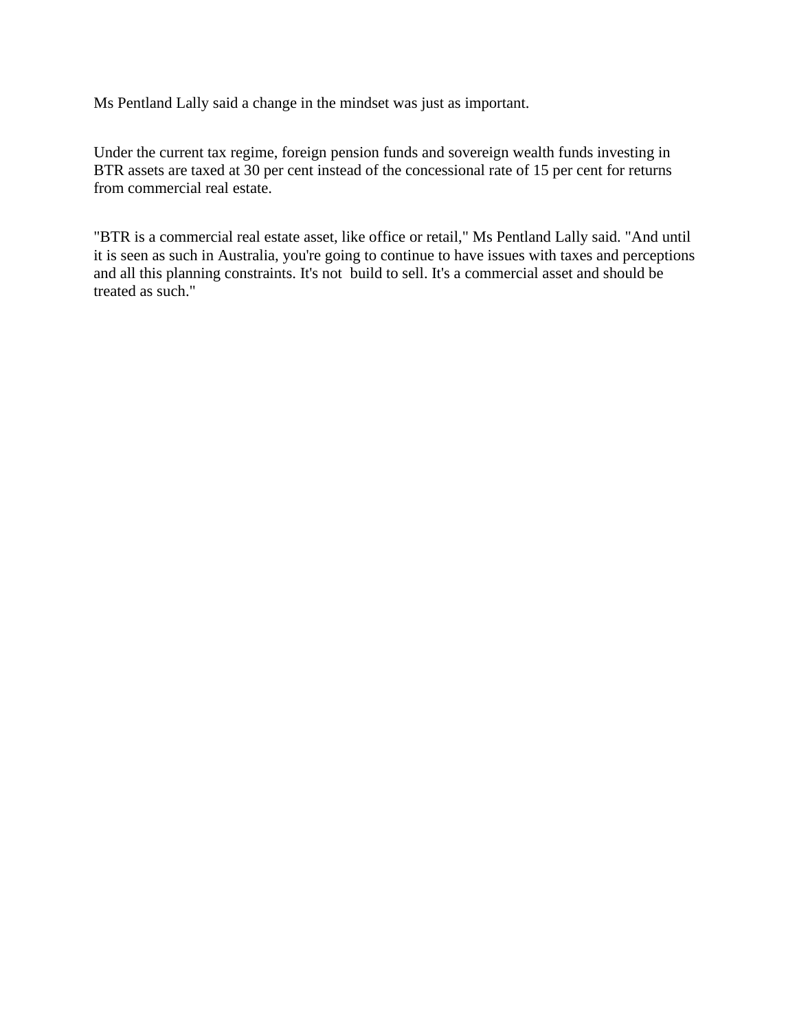Ms Pentland Lally said a change in the mindset was just as important.

Under the current tax regime, foreign pension funds and sovereign wealth funds investing in BTR assets are taxed at 30 per cent instead of the concessional rate of 15 per cent for returns from commercial real estate.

"BTR is a commercial real estate asset, like office or retail," Ms Pentland Lally said. "And until it is seen as such in Australia, you're going to continue to have issues with taxes and perceptions and all this planning constraints. It's not  build to sell. It's a commercial asset and should be treated as such."